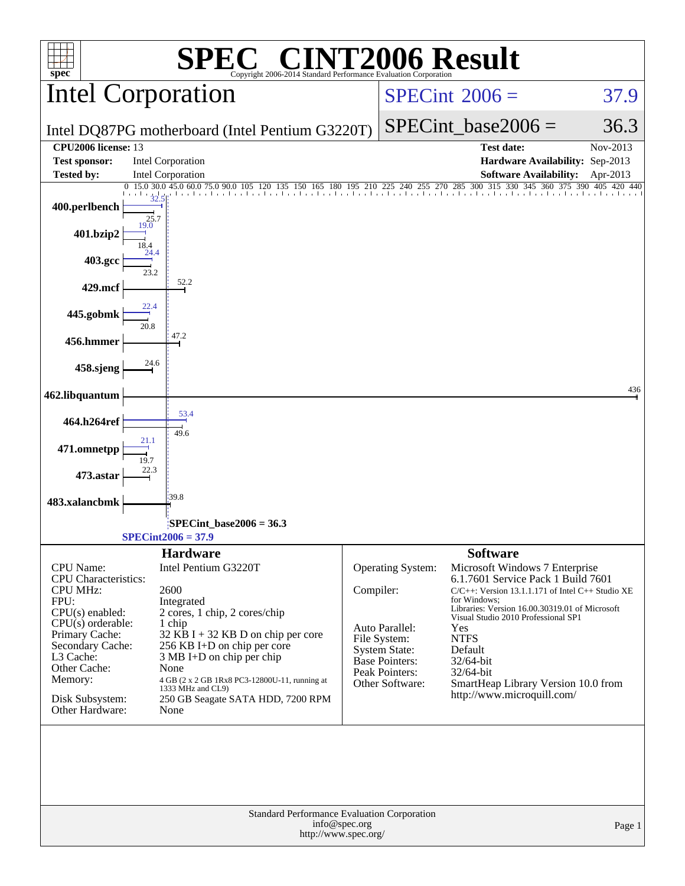# SPEC CINT2006 Result

Copyright 2006-2014 Standard Performance Evaluation Corporation

## Intel Corporation

Intel DQ87PG motherboard (Intel Pentium G3220T)

| | |
|---|---|
| SPECint 2006 = | 37.9 |
| SPECint_base2006 = | 36.3 |

| | | | |
|---|---|---|---|
| **CPU2006 license:** | 13 | **Test date:** | Nov-2013 |
| **Test sponsor:** | Intel Corporation | **Hardware Availability:** | Sep-2013 |
| **Tested by:** | Intel Corporation | **Software Availability:** | Apr-2013 |

| Benchmark | Peak | Base |
|---|---|---|
| 400.perlbench | 32.5 | 25.7 |
| 401.bzip2 | 19.0 | 18.4 |
| 403.gcc | 24.4 | 23.2 |
| 429.mcf | | 52.2 |
| 445.gobmk | 22.4 | 20.8 |
| 456.hmmer | | 47.2 |
| 458.sjeng | | 24.6 |
| 462.libquantum | | 436 |
| 464.h264ref | 53.4 | 49.6 |
| 471.omnetpp | 21.1 | 19.7 |
| 473.astar | | 22.3 |
| 483.xalancbmk | | 39.8 |

SPECint_base2006 = 36.3

SPECint2006 = 37.9

## Hardware

| | |
|---|---|
| CPU Name: | Intel Pentium G3220T |
| CPU Characteristics: | |
| CPU MHz: | 2600 |
| FPU: | Integrated |
| CPU(s) enabled: | 2 cores, 1 chip, 2 cores/chip |
| CPU(s) orderable: | 1 chip |
| Primary Cache: | 32 KB I + 32 KB D on chip per core |
| Secondary Cache: | 256 KB I+D on chip per core |
| L3 Cache: | 3 MB I+D on chip per chip |
| Other Cache: | None |
| Memory: | 4 GB (2 x 2 GB 1Rx8 PC3-12800U-11, running at 1333 MHz and CL9) |
| Disk Subsystem: | 250 GB Seagate SATA HDD, 7200 RPM |
| Other Hardware: | None |

## Software

| | |
|---|---|
| Operating System: | Microsoft Windows 7 Enterprise 6.1.7601 Service Pack 1 Build 7601 |
| Compiler: | C/C++: Version 13.1.1.171 of Intel C++ Studio XE for Windows; Libraries: Version 16.00.30319.01 of Microsoft Visual Studio 2010 Professional SP1 |
| Auto Parallel: | Yes |
| File System: | NTFS |
| System State: | Default |
| Base Pointers: | 32/64-bit |
| Peak Pointers: | 32/64-bit |
| Other Software: | SmartHeap Library Version 10.0 from http://www.microquill.com/ |

Standard Performance Evaluation Corporation
info@spec.org
http://www.spec.org/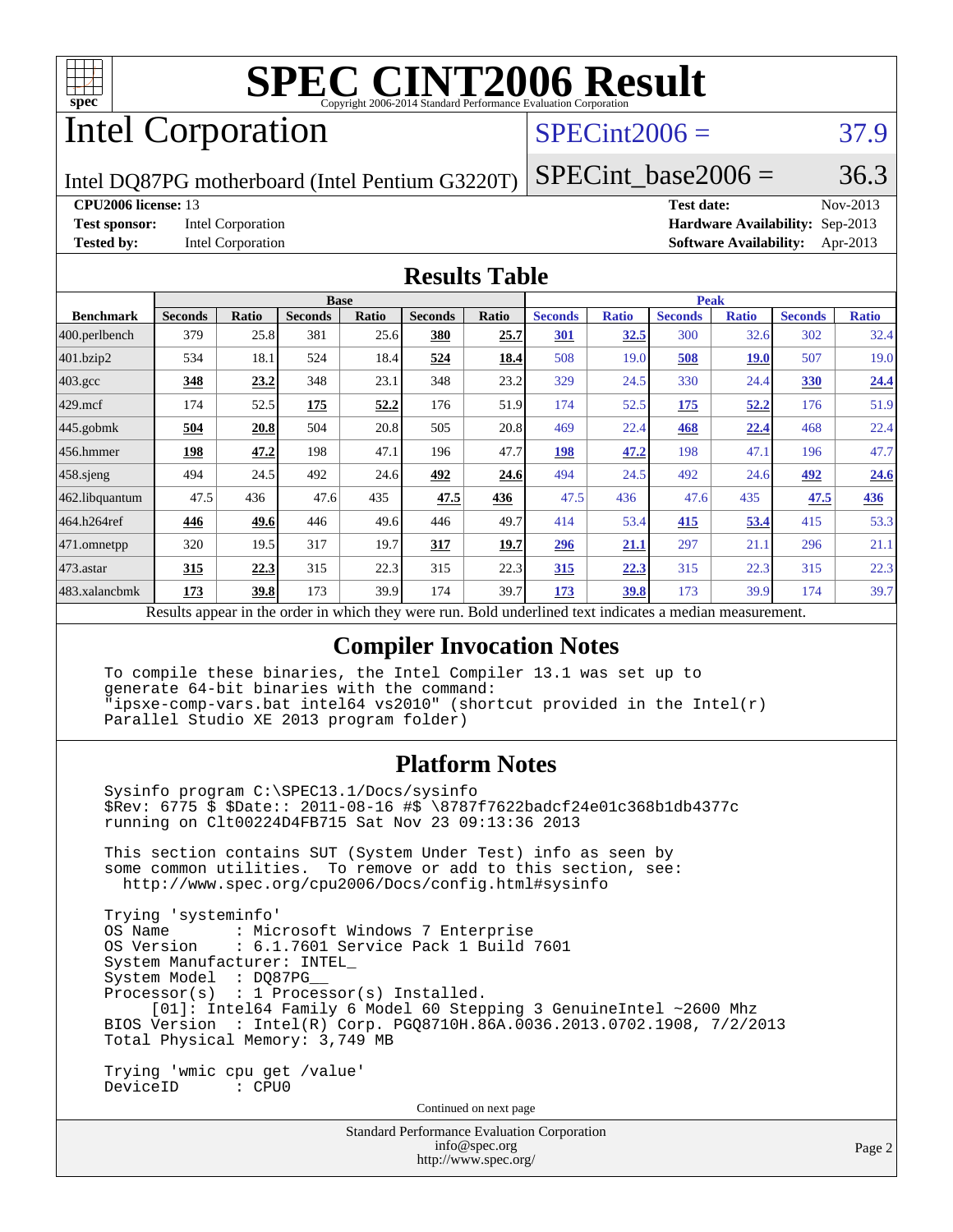# SPEC CINT2006 Result

Copyright 2006-2014 Standard Performance Evaluation Corporation

# Intel Corporation

Intel DQ87PG motherboard (Intel Pentium G3220T)

SPECint2006 = 37.9

SPECint_base2006 = 36.3

**CPU2006 license:** 13
**Test sponsor:** Intel Corporation
**Tested by:** Intel Corporation
**Test date:** Nov-2013
**Hardware Availability:** Sep-2013
**Software Availability:** Apr-2013

## Results Table

| Benchmark | Base | | | | | | Peak | | | | | |
|---|---|---|---|---|---|---|---|---|---|---|---|---|
| | Seconds | Ratio | Seconds | Ratio | Seconds | Ratio | Seconds | Ratio | Seconds | Ratio | Seconds | Ratio |
| 400.perlbench | 379 | 25.8 | 381 | 25.6 | **380** | **25.7** | **301** | **32.5** | 300 | 32.6 | 302 | 32.4 |
| 401.bzip2 | 534 | 18.1 | 524 | 18.4 | **524** | **18.4** | 508 | 19.0 | **508** | **19.0** | 507 | 19.0 |
| 403.gcc | **348** | **23.2** | 348 | 23.1 | 348 | 23.2 | 329 | 24.5 | 330 | 24.4 | **330** | **24.4** |
| 429.mcf | 174 | 52.5 | **175** | **52.2** | 176 | 51.9 | 174 | 52.5 | **175** | **52.2** | 176 | 51.9 |
| 445.gobmk | **504** | **20.8** | 504 | 20.8 | 505 | 20.8 | 469 | 22.4 | **468** | **22.4** | 468 | 22.4 |
| 456.hmmer | **198** | **47.2** | 198 | 47.1 | 196 | 47.7 | **198** | **47.2** | 198 | 47.1 | 196 | 47.7 |
| 458.sjeng | 494 | 24.5 | 492 | 24.6 | **492** | **24.6** | 494 | 24.5 | 492 | 24.6 | **492** | **24.6** |
| 462.libquantum | 47.5 | 436 | 47.6 | 435 | **47.5** | **436** | 47.5 | 436 | 47.6 | 435 | **47.5** | **436** |
| 464.h264ref | **446** | **49.6** | 446 | 49.6 | 446 | 49.7 | 414 | 53.4 | **415** | **53.4** | 415 | 53.3 |
| 471.omnetpp | 320 | 19.5 | 317 | 19.7 | **317** | **19.7** | **296** | **21.1** | 297 | 21.1 | 296 | 21.1 |
| 473.astar | **315** | **22.3** | 315 | 22.3 | 315 | 22.3 | **315** | **22.3** | 315 | 22.3 | 315 | 22.3 |
| 483.xalancbmk | **173** | **39.8** | 173 | 39.9 | 174 | 39.7 | **173** | **39.8** | 173 | 39.9 | 174 | 39.7 |

Results appear in the order in which they were run. Bold underlined text indicates a median measurement.

## Compiler Invocation Notes

```
To compile these binaries, the Intel Compiler 13.1 was set up to
generate 64-bit binaries with the command:
"ipsxe-comp-vars.bat intel64 vs2010" (shortcut provided in the Intel(r)
Parallel Studio XE 2013 program folder)
```

## Platform Notes

```
Sysinfo program C:\SPEC13.1/Docs/sysinfo
$Rev: 6775 $ $Date:: 2011-08-16 #$ \8787f7622badcf24e01c368b1db4377c
running on Clt00224D4FB715 Sat Nov 23 09:13:36 2013

This section contains SUT (System Under Test) info as seen by
some common utilities.  To remove or add to this section, see:
  http://www.spec.org/cpu2006/Docs/config.html#sysinfo

Trying 'systeminfo'
OS Name       : Microsoft Windows 7 Enterprise
OS Version    : 6.1.7601 Service Pack 1 Build 7601
System Manufacturer: INTEL_
System Model  : DQ87PG__
Processor(s)  : 1 Processor(s) Installed.
     [01]: Intel64 Family 6 Model 60 Stepping 3 GenuineIntel ~2600 Mhz
BIOS Version  : Intel(R) Corp. PGQ8710H.86A.0036.2013.0702.1908, 7/2/2013
Total Physical Memory: 3,749 MB

Trying 'wmic cpu get /value'
DeviceID      : CPU0
```

Continued on next page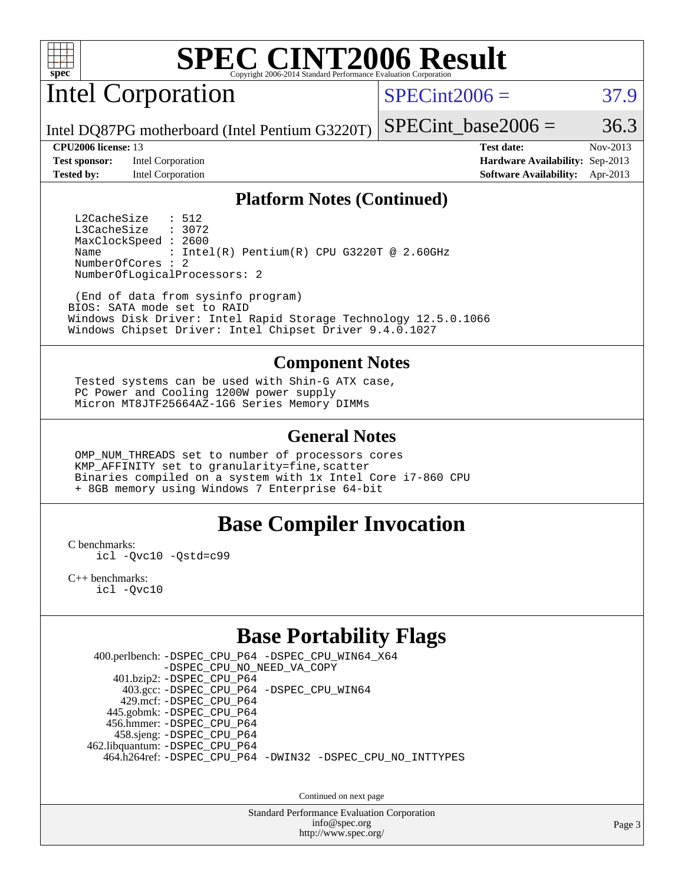# SPEC CINT2006 Result

## Intel Corporation

Intel DQ87PG motherboard (Intel Pentium G3220T)

SPECint2006 = 37.9

SPECint_base2006 = 36.3

**CPU2006 license:** 13
**Test sponsor:** Intel Corporation
**Tested by:** Intel Corporation

**Test date:** Nov-2013
**Hardware Availability:** Sep-2013
**Software Availability:** Apr-2013

### Platform Notes (Continued)

```
L2CacheSize   : 512
L3CacheSize   : 3072
MaxClockSpeed : 2600
Name          : Intel(R) Pentium(R) CPU G3220T @ 2.60GHz
NumberOfCores : 2
NumberOfLogicalProcessors: 2

 (End of data from sysinfo program)
BIOS: SATA mode set to RAID
Windows Disk Driver: Intel Rapid Storage Technology 12.5.0.1066
Windows Chipset Driver: Intel Chipset Driver 9.4.0.1027
```

### Component Notes

```
Tested systems can be used with Shin-G ATX case,
PC Power and Cooling 1200W power supply
Micron MT8JTF25664AZ-1G6 Series Memory DIMMs
```

### General Notes

```
OMP_NUM_THREADS set to number of processors cores
KMP_AFFINITY set to granularity=fine,scatter
Binaries compiled on a system with 1x Intel Core i7-860 CPU
+ 8GB memory using Windows 7 Enterprise 64-bit
```

## Base Compiler Invocation

C benchmarks:
```
icl -Qvc10 -Qstd=c99
```

C++ benchmarks:
```
icl -Qvc10
```

## Base Portability Flags

```
  400.perlbench: -DSPEC_CPU_P64 -DSPEC_CPU_WIN64_X64
                 -DSPEC_CPU_NO_NEED_VA_COPY
     401.bzip2: -DSPEC_CPU_P64
       403.gcc: -DSPEC_CPU_P64 -DSPEC_CPU_WIN64
       429.mcf: -DSPEC_CPU_P64
     445.gobmk: -DSPEC_CPU_P64
    456.hmmer: -DSPEC_CPU_P64
     458.sjeng: -DSPEC_CPU_P64
462.libquantum: -DSPEC_CPU_P64
   464.h264ref: -DSPEC_CPU_P64 -DWIN32 -DSPEC_CPU_NO_INTTYPES
```

Continued on next page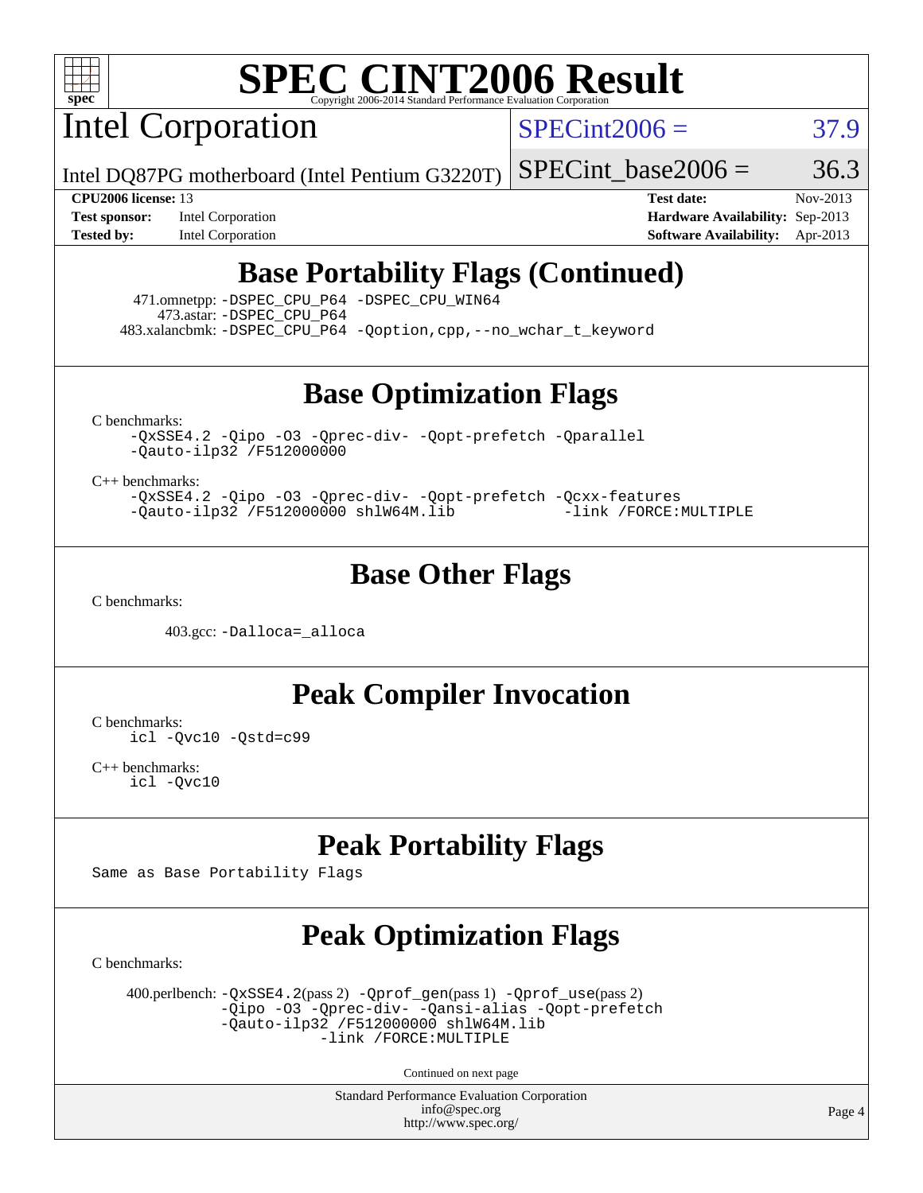# SPEC CINT2006 Result

Copyright 2006-2014 Standard Performance Evaluation Corporation

## Intel Corporation

Intel DQ87PG motherboard (Intel Pentium G3220T)

SPECint2006 = 37.9

SPECint_base2006 = 36.3

| | | | |
|---|---|---|---|
| **CPU2006 license:** 13 | | **Test date:** | Nov-2013 |
| **Test sponsor:** | Intel Corporation | **Hardware Availability:** | Sep-2013 |
| **Tested by:** | Intel Corporation | **Software Availability:** | Apr-2013 |

## Base Portability Flags (Continued)

471.omnetpp: -DSPEC_CPU_P64 -DSPEC_CPU_WIN64
473.astar: -DSPEC_CPU_P64
483.xalancbmk: -DSPEC_CPU_P64 -Qoption,cpp,--no_wchar_t_keyword

## Base Optimization Flags

C benchmarks:

```
-QxSSE4.2 -Qipo -O3 -Qprec-div- -Qopt-prefetch -Qparallel
-Qauto-ilp32 /F512000000
```

C++ benchmarks:

```
-QxSSE4.2 -Qipo -O3 -Qprec-div- -Qopt-prefetch -Qcxx-features
-Qauto-ilp32 /F512000000 shlW64M.lib           -link /FORCE:MULTIPLE
```

## Base Other Flags

C benchmarks:

403.gcc: -Dalloca=_alloca

## Peak Compiler Invocation

C benchmarks:

```
icl -Qvc10 -Qstd=c99
```

C++ benchmarks:

```
icl -Qvc10
```

## Peak Portability Flags

Same as Base Portability Flags

## Peak Optimization Flags

C benchmarks:

400.perlbench: -QxSSE4.2(pass 2) -Qprof_gen(pass 1) -Qprof_use(pass 2) -Qipo -O3 -Qprec-div- -Qansi-alias -Qopt-prefetch -Qauto-ilp32 /F512000000 shlW64M.lib -link /FORCE:MULTIPLE

Continued on next page

Standard Performance Evaluation Corporation
info@spec.org
http://www.spec.org/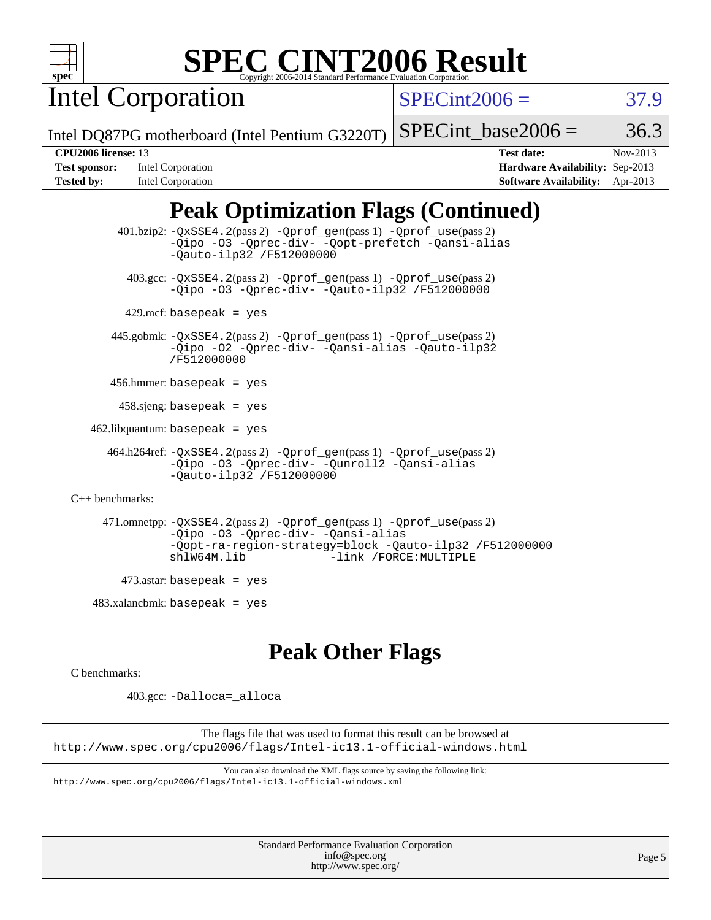# SPEC CINT2006 Result

Copyright 2006-2014 Standard Performance Evaluation Corporation

## Intel Corporation

Intel DQ87PG motherboard (Intel Pentium G3220T)

SPECint2006 = 37.9

SPECint_base2006 = 36.3

**CPU2006 license:** 13
**Test sponsor:** Intel Corporation
**Tested by:** Intel Corporation

**Test date:** Nov-2013
**Hardware Availability:** Sep-2013
**Software Availability:** Apr-2013

## Peak Optimization Flags (Continued)

401.bzip2: `-QxSSE4.2`(pass 2) `-Qprof_gen`(pass 1) `-Qprof_use`(pass 2) `-Qipo -O3 -Qprec-div- -Qopt-prefetch -Qansi-alias -Qauto-ilp32 /F512000000`

403.gcc: `-QxSSE4.2`(pass 2) `-Qprof_gen`(pass 1) `-Qprof_use`(pass 2) `-Qipo -O3 -Qprec-div- -Qauto-ilp32 /F512000000`

429.mcf: `basepeak = yes`

445.gobmk: `-QxSSE4.2`(pass 2) `-Qprof_gen`(pass 1) `-Qprof_use`(pass 2) `-Qipo -O2 -Qprec-div- -Qansi-alias -Qauto-ilp32 /F512000000`

456.hmmer: `basepeak = yes`

458.sjeng: `basepeak = yes`

462.libquantum: `basepeak = yes`

464.h264ref: `-QxSSE4.2`(pass 2) `-Qprof_gen`(pass 1) `-Qprof_use`(pass 2) `-Qipo -O3 -Qprec-div- -Qunroll2 -Qansi-alias -Qauto-ilp32 /F512000000`

C++ benchmarks:

471.omnetpp: `-QxSSE4.2`(pass 2) `-Qprof_gen`(pass 1) `-Qprof_use`(pass 2) `-Qipo -O3 -Qprec-div- -Qansi-alias -Qopt-ra-region-strategy=block -Qauto-ilp32 /F512000000 shlW64M.lib -link /FORCE:MULTIPLE`

473.astar: `basepeak = yes`

483.xalancbmk: `basepeak = yes`

## Peak Other Flags

C benchmarks:

403.gcc: `-Dalloca=_alloca`

The flags file that was used to format this result can be browsed at
http://www.spec.org/cpu2006/flags/Intel-ic13.1-official-windows.html

You can also download the XML flags source by saving the following link:
http://www.spec.org/cpu2006/flags/Intel-ic13.1-official-windows.xml

Standard Performance Evaluation Corporation
info@spec.org
http://www.spec.org/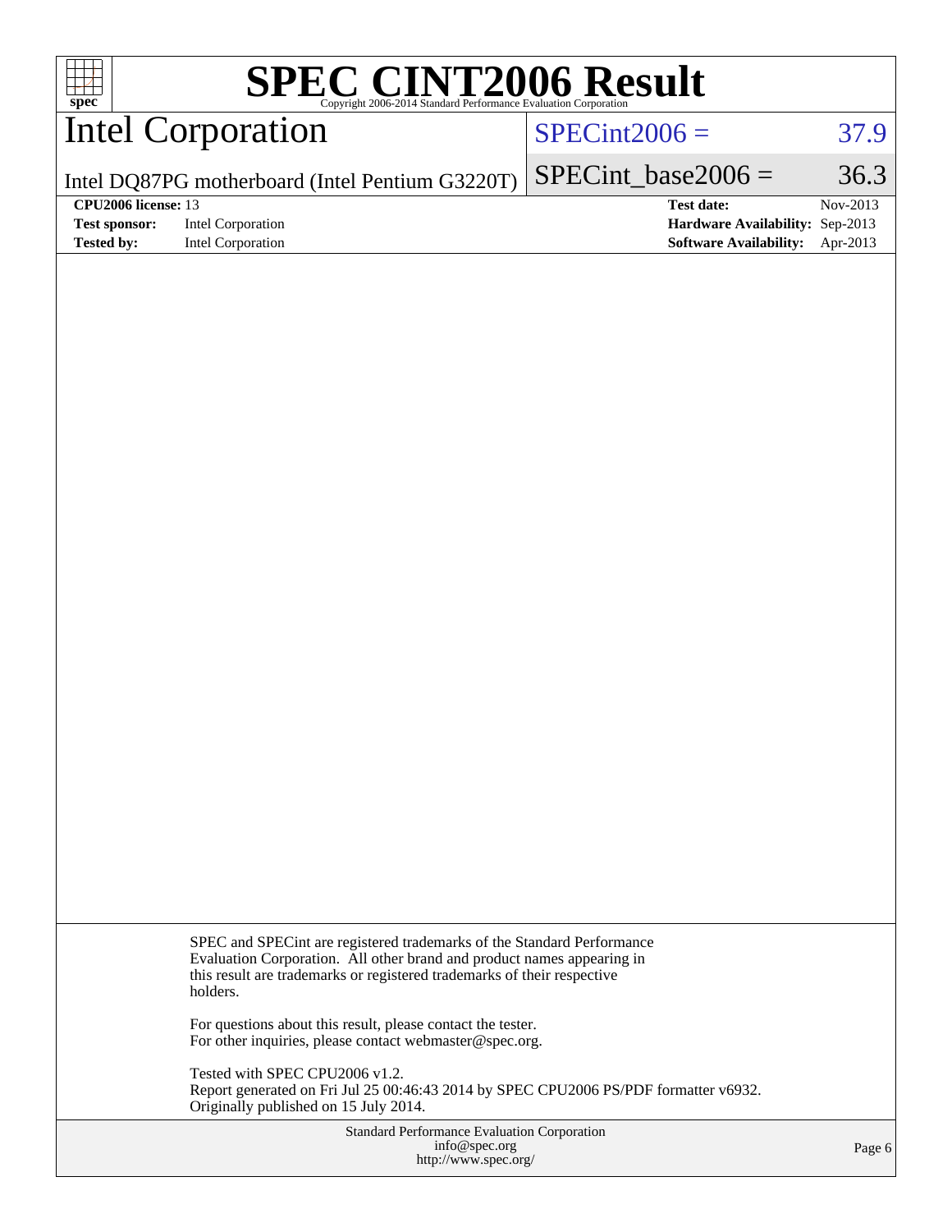SPEC and SPECint are registered trademarks of the Standard Performance Evaluation Corporation. All other brand and product names appearing in this result are trademarks or registered trademarks of their respective holders.

For questions about this result, please contact the tester.
For other inquiries, please contact webmaster@spec.org.

Tested with SPEC CPU2006 v1.2.
Report generated on Fri Jul 25 00:46:43 2014 by SPEC CPU2006 PS/PDF formatter v6932.
Originally published on 15 July 2014.